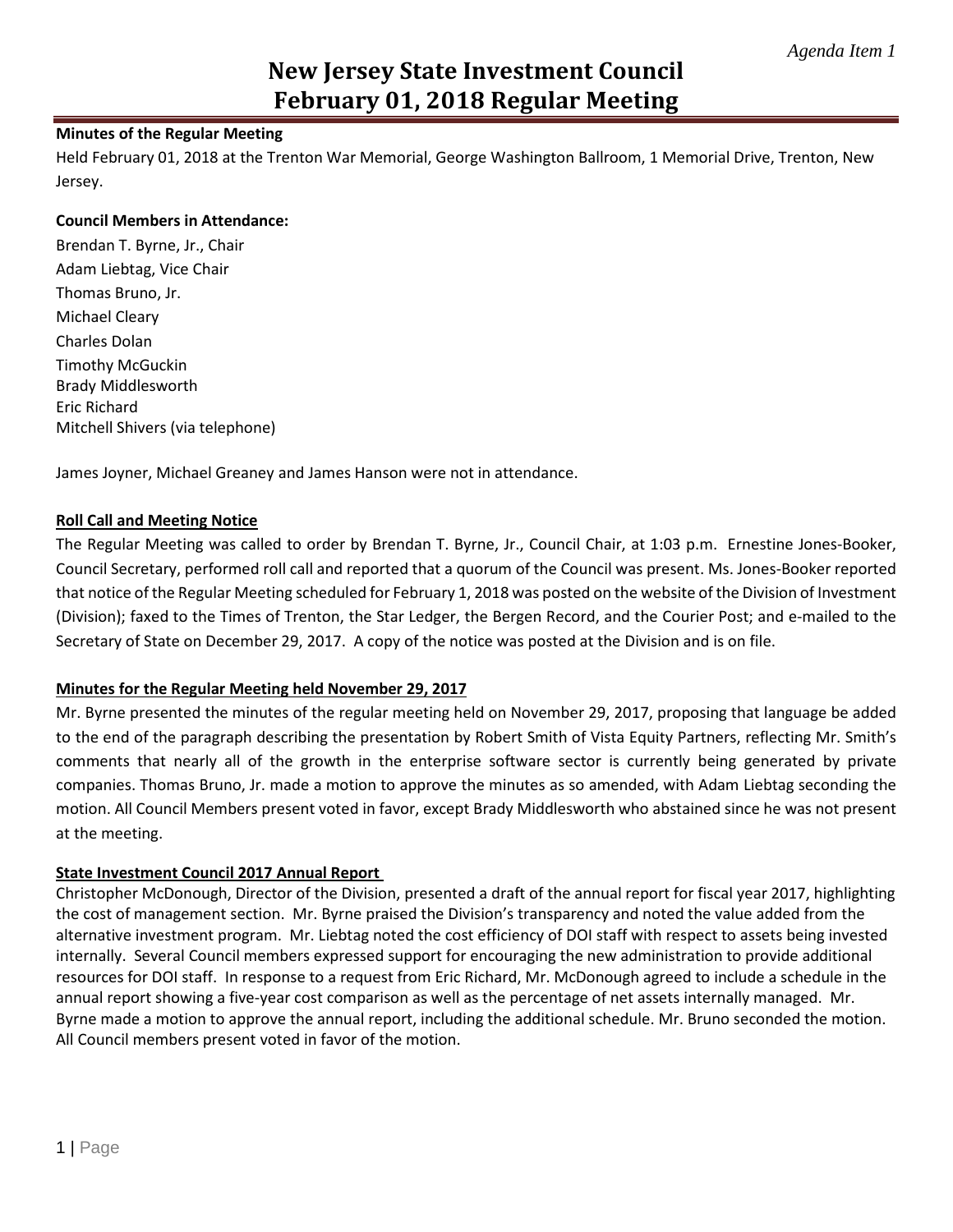*Agenda Item 1*

# New Jersey State Investment Council
# February 01, 2018 Regular Meeting

**Minutes of the Regular Meeting**

Held February 01, 2018 at the Trenton War Memorial, George Washington Ballroom, 1 Memorial Drive, Trenton, New Jersey.

**Council Members in Attendance:**

Brendan T. Byrne, Jr., Chair
Adam Liebtag, Vice Chair
Thomas Bruno, Jr.
Michael Cleary
Charles Dolan
Timothy McGuckin
Brady Middlesworth
Eric Richard
Mitchell Shivers (via telephone)

James Joyner, Michael Greaney and James Hanson were not in attendance.

**Roll Call and Meeting Notice**

The Regular Meeting was called to order by Brendan T. Byrne, Jr., Council Chair, at 1:03 p.m. Ernestine Jones-Booker, Council Secretary, performed roll call and reported that a quorum of the Council was present. Ms. Jones-Booker reported that notice of the Regular Meeting scheduled for February 1, 2018 was posted on the website of the Division of Investment (Division); faxed to the Times of Trenton, the Star Ledger, the Bergen Record, and the Courier Post; and e-mailed to the Secretary of State on December 29, 2017. A copy of the notice was posted at the Division and is on file.

**Minutes for the Regular Meeting held November 29, 2017**

Mr. Byrne presented the minutes of the regular meeting held on November 29, 2017, proposing that language be added to the end of the paragraph describing the presentation by Robert Smith of Vista Equity Partners, reflecting Mr. Smith's comments that nearly all of the growth in the enterprise software sector is currently being generated by private companies. Thomas Bruno, Jr. made a motion to approve the minutes as so amended, with Adam Liebtag seconding the motion. All Council Members present voted in favor, except Brady Middlesworth who abstained since he was not present at the meeting.

**State Investment Council 2017 Annual Report**

Christopher McDonough, Director of the Division, presented a draft of the annual report for fiscal year 2017, highlighting the cost of management section. Mr. Byrne praised the Division's transparency and noted the value added from the alternative investment program. Mr. Liebtag noted the cost efficiency of DOI staff with respect to assets being invested internally. Several Council members expressed support for encouraging the new administration to provide additional resources for DOI staff. In response to a request from Eric Richard, Mr. McDonough agreed to include a schedule in the annual report showing a five-year cost comparison as well as the percentage of net assets internally managed. Mr. Byrne made a motion to approve the annual report, including the additional schedule. Mr. Bruno seconded the motion. All Council members present voted in favor of the motion.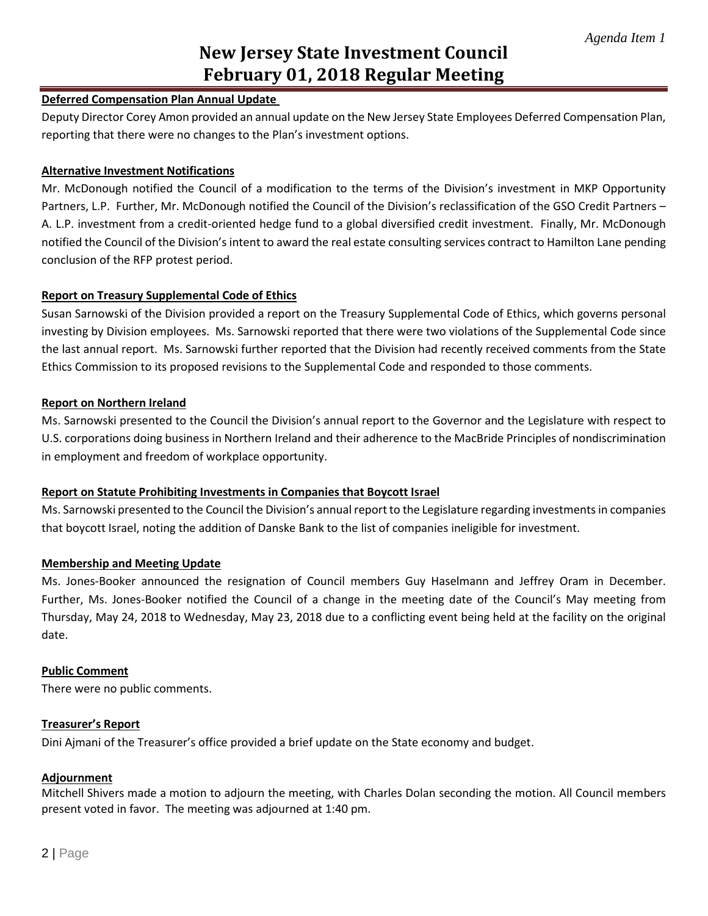**Deferred Compensation Plan Annual Update**

Deputy Director Corey Amon provided an annual update on the New Jersey State Employees Deferred Compensation Plan, reporting that there were no changes to the Plan's investment options.

**Alternative Investment Notifications**

Mr. McDonough notified the Council of a modification to the terms of the Division's investment in MKP Opportunity Partners, L.P. Further, Mr. McDonough notified the Council of the Division's reclassification of the GSO Credit Partners – A. L.P. investment from a credit-oriented hedge fund to a global diversified credit investment. Finally, Mr. McDonough notified the Council of the Division's intent to award the real estate consulting services contract to Hamilton Lane pending conclusion of the RFP protest period.

**Report on Treasury Supplemental Code of Ethics**

Susan Sarnowski of the Division provided a report on the Treasury Supplemental Code of Ethics, which governs personal investing by Division employees. Ms. Sarnowski reported that there were two violations of the Supplemental Code since the last annual report. Ms. Sarnowski further reported that the Division had recently received comments from the State Ethics Commission to its proposed revisions to the Supplemental Code and responded to those comments.

**Report on Northern Ireland**

Ms. Sarnowski presented to the Council the Division's annual report to the Governor and the Legislature with respect to U.S. corporations doing business in Northern Ireland and their adherence to the MacBride Principles of nondiscrimination in employment and freedom of workplace opportunity.

**Report on Statute Prohibiting Investments in Companies that Boycott Israel**

Ms. Sarnowski presented to the Council the Division's annual report to the Legislature regarding investments in companies that boycott Israel, noting the addition of Danske Bank to the list of companies ineligible for investment.

**Membership and Meeting Update**

Ms. Jones-Booker announced the resignation of Council members Guy Haselmann and Jeffrey Oram in December. Further, Ms. Jones-Booker notified the Council of a change in the meeting date of the Council's May meeting from Thursday, May 24, 2018 to Wednesday, May 23, 2018 due to a conflicting event being held at the facility on the original date.

**Public Comment**

There were no public comments.

**Treasurer's Report**

Dini Ajmani of the Treasurer's office provided a brief update on the State economy and budget.

**Adjournment**

Mitchell Shivers made a motion to adjourn the meeting, with Charles Dolan seconding the motion. All Council members present voted in favor. The meeting was adjourned at 1:40 pm.